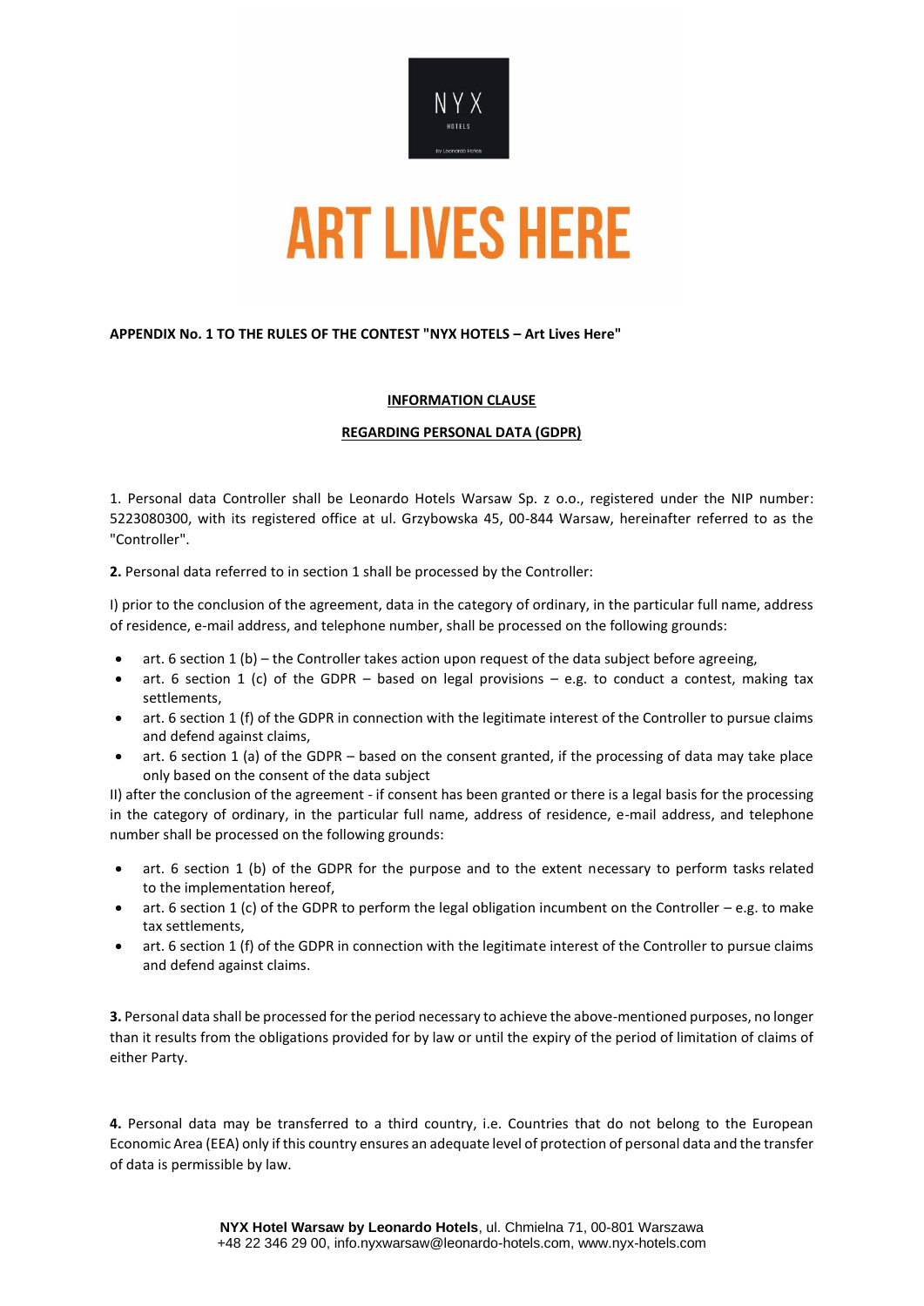NYX

HOTELS

by Leonardo Hotels

# ART LIVES HERE

**APPENDIX No. 1 TO THE RULES OF THE CONTEST "NYX HOTELS – Art Lives Here"**

**INFORMATION CLAUSE**

**REGARDING PERSONAL DATA (GDPR)**

1. Personal data Controller shall be Leonardo Hotels Warsaw Sp. z o.o., registered under the NIP number: 5223080300, with its registered office at ul. Grzybowska 45, 00-844 Warsaw, hereinafter referred to as the "Controller".

**2.** Personal data referred to in section 1 shall be processed by the Controller:

I) prior to the conclusion of the agreement, data in the category of ordinary, in the particular full name, address of residence, e-mail address, and telephone number, shall be processed on the following grounds:

- art. 6 section 1 (b) – the Controller takes action upon request of the data subject before agreeing,
- art. 6 section 1 (c) of the GDPR – based on legal provisions – e.g. to conduct a contest, making tax settlements,
- art. 6 section 1 (f) of the GDPR in connection with the legitimate interest of the Controller to pursue claims and defend against claims,
- art. 6 section 1 (a) of the GDPR – based on the consent granted, if the processing of data may take place only based on the consent of the data subject

II) after the conclusion of the agreement - if consent has been granted or there is a legal basis for the processing in the category of ordinary, in the particular full name, address of residence, e-mail address, and telephone number shall be processed on the following grounds:

- art. 6 section 1 (b) of the GDPR for the purpose and to the extent necessary to perform tasks related to the implementation hereof,
- art. 6 section 1 (c) of the GDPR to perform the legal obligation incumbent on the Controller – e.g. to make tax settlements,
- art. 6 section 1 (f) of the GDPR in connection with the legitimate interest of the Controller to pursue claims and defend against claims.

**3.** Personal data shall be processed for the period necessary to achieve the above-mentioned purposes, no longer than it results from the obligations provided for by law or until the expiry of the period of limitation of claims of either Party.

**4.** Personal data may be transferred to a third country, i.e. Countries that do not belong to the European Economic Area (EEA) only if this country ensures an adequate level of protection of personal data and the transfer of data is permissible by law.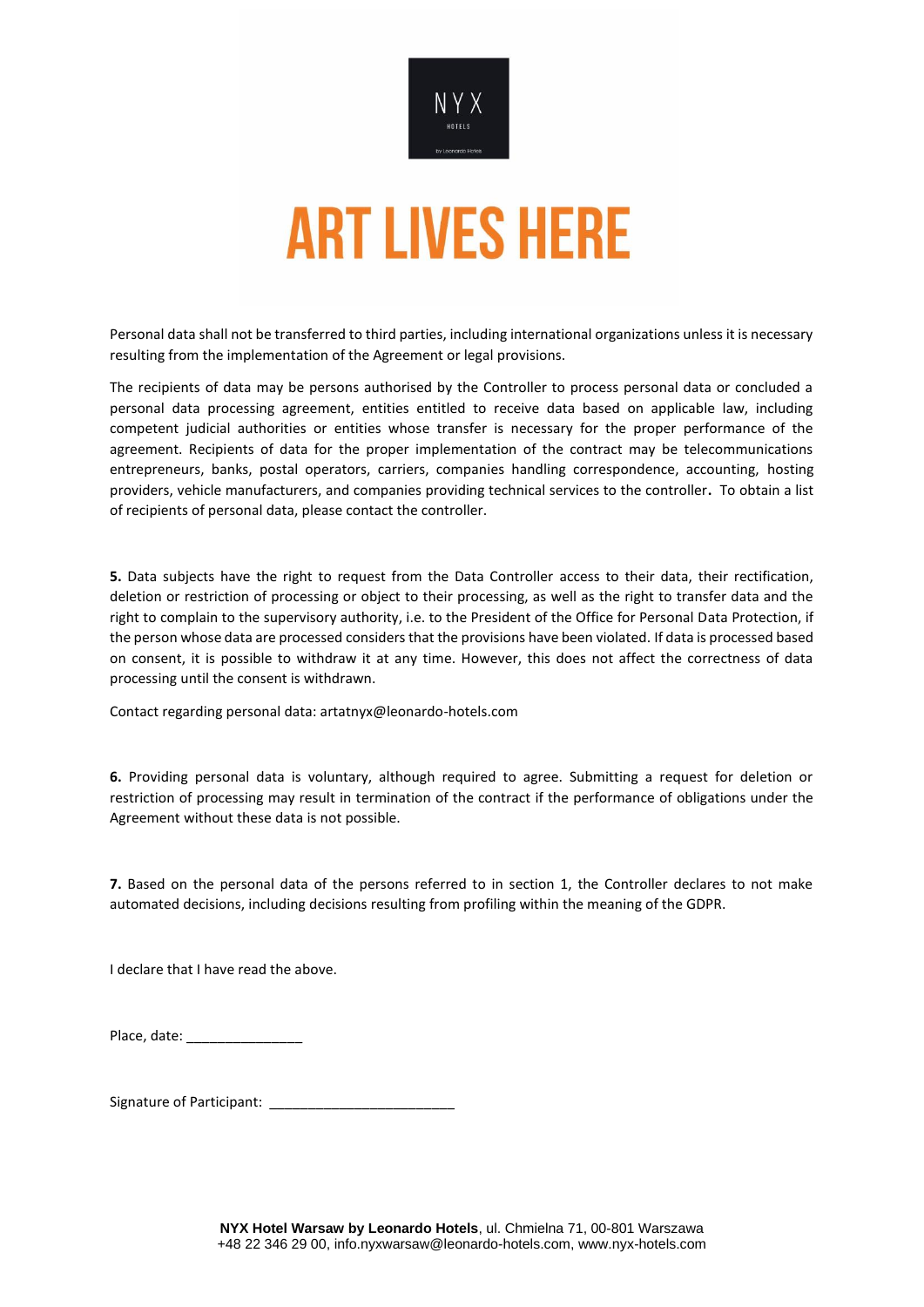# ART LIVES HERE

Personal data shall not be transferred to third parties, including international organizations unless it is necessary resulting from the implementation of the Agreement or legal provisions.

The recipients of data may be persons authorised by the Controller to process personal data or concluded a personal data processing agreement, entities entitled to receive data based on applicable law, including competent judicial authorities or entities whose transfer is necessary for the proper performance of the agreement. Recipients of data for the proper implementation of the contract may be telecommunications entrepreneurs, banks, postal operators, carriers, companies handling correspondence, accounting, hosting providers, vehicle manufacturers, and companies providing technical services to the controller**.** To obtain a list of recipients of personal data, please contact the controller.

**5.** Data subjects have the right to request from the Data Controller access to their data, their rectification, deletion or restriction of processing or object to their processing, as well as the right to transfer data and the right to complain to the supervisory authority, i.e. to the President of the Office for Personal Data Protection, if the person whose data are processed considers that the provisions have been violated. If data is processed based on consent, it is possible to withdraw it at any time. However, this does not affect the correctness of data processing until the consent is withdrawn.

Contact regarding personal data: artatnyx@leonardo-hotels.com

**6.** Providing personal data is voluntary, although required to agree. Submitting a request for deletion or restriction of processing may result in termination of the contract if the performance of obligations under the Agreement without these data is not possible.

**7.** Based on the personal data of the persons referred to in section 1, the Controller declares to not make automated decisions, including decisions resulting from profiling within the meaning of the GDPR.

I declare that I have read the above.

Place, date: _______________

Signature of Participant: ________________________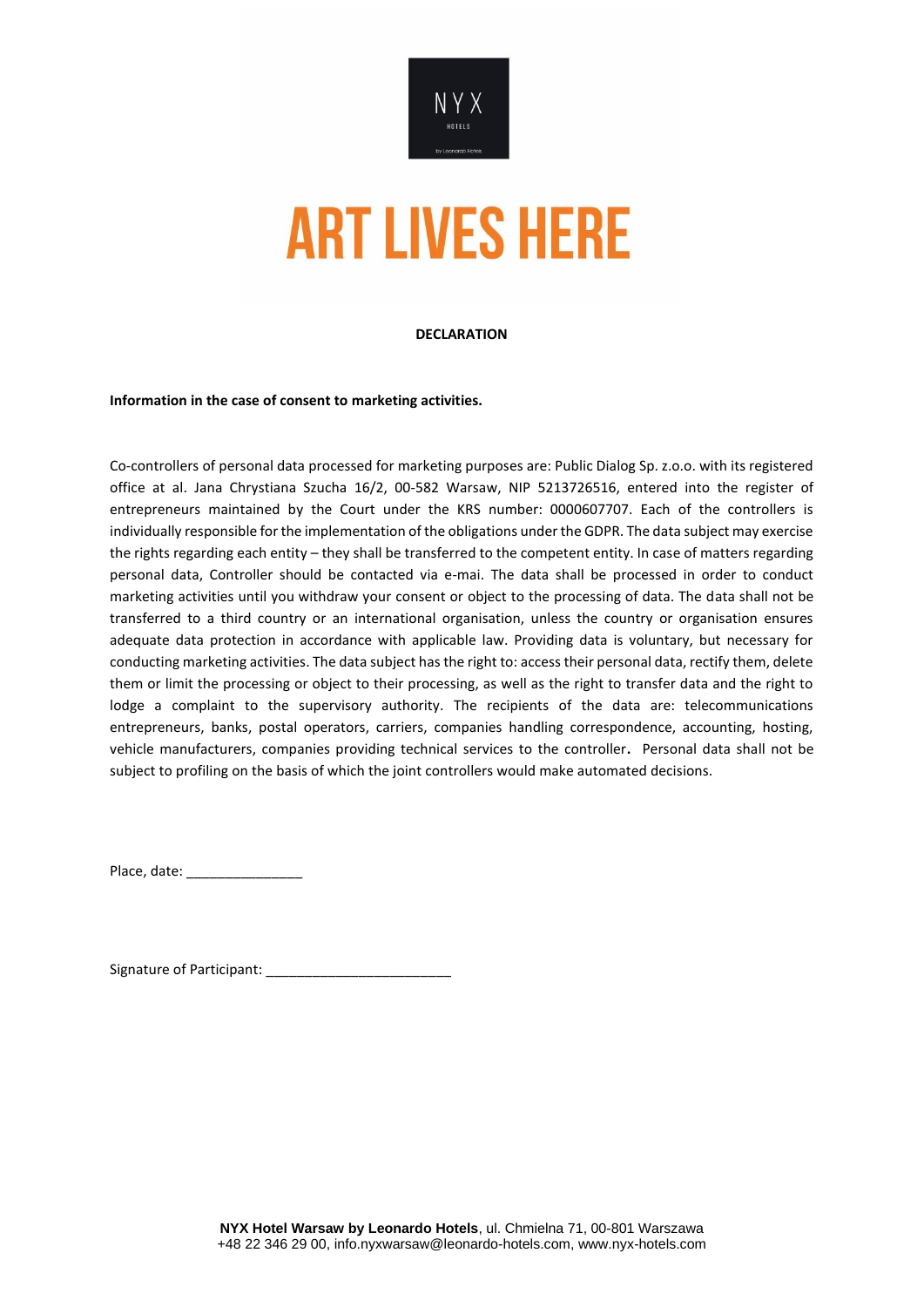NYX

HOTELS

by Leonardo Hotels

# ART LIVES HERE

**DECLARATION**

**Information in the case of consent to marketing activities.**

Co-controllers of personal data processed for marketing purposes are: Public Dialog Sp. z.o.o. with its registered office at al. Jana Chrystiana Szucha 16/2, 00-582 Warsaw, NIP 5213726516, entered into the register of entrepreneurs maintained by the Court under the KRS number: 0000607707. Each of the controllers is individually responsible for the implementation of the obligations under the GDPR. The data subject may exercise the rights regarding each entity – they shall be transferred to the competent entity. In case of matters regarding personal data, Controller should be contacted via e-mai. The data shall be processed in order to conduct marketing activities until you withdraw your consent or object to the processing of data. The data shall not be transferred to a third country or an international organisation, unless the country or organisation ensures adequate data protection in accordance with applicable law. Providing data is voluntary, but necessary for conducting marketing activities. The data subject has the right to: access their personal data, rectify them, delete them or limit the processing or object to their processing, as well as the right to transfer data and the right to lodge a complaint to the supervisory authority. The recipients of the data are: telecommunications entrepreneurs, banks, postal operators, carriers, companies handling correspondence, accounting, hosting, vehicle manufacturers, companies providing technical services to the controller. Personal data shall not be subject to profiling on the basis of which the joint controllers would make automated decisions.

Place, date: _______________

Signature of Participant: ________________________

**NYX Hotel Warsaw by Leonardo Hotels**, ul. Chmielna 71, 00-801 Warszawa
+48 22 346 29 00, info.nyxwarsaw@leonardo-hotels.com, www.nyx-hotels.com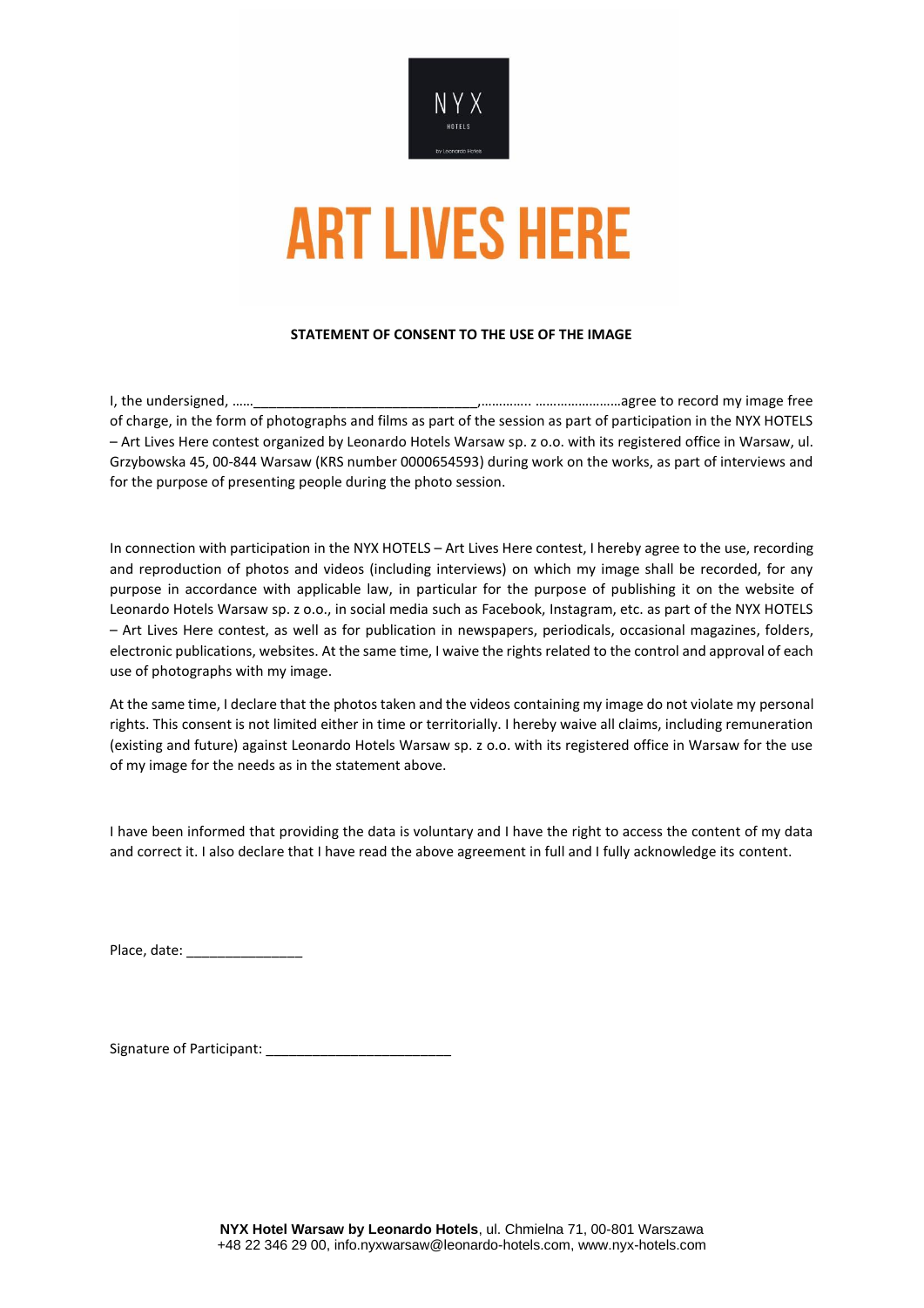NYX

HOTELS

by Leonardo Hotels

# ART LIVES HERE

**STATEMENT OF CONSENT TO THE USE OF THE IMAGE**

I, the undersigned, ……______________________________,………….. ……………………agree to record my image free of charge, in the form of photographs and films as part of the session as part of participation in the NYX HOTELS – Art Lives Here contest organized by Leonardo Hotels Warsaw sp. z o.o. with its registered office in Warsaw, ul. Grzybowska 45, 00-844 Warsaw (KRS number 0000654593) during work on the works, as part of interviews and for the purpose of presenting people during the photo session.

In connection with participation in the NYX HOTELS – Art Lives Here contest, I hereby agree to the use, recording and reproduction of photos and videos (including interviews) on which my image shall be recorded, for any purpose in accordance with applicable law, in particular for the purpose of publishing it on the website of Leonardo Hotels Warsaw sp. z o.o., in social media such as Facebook, Instagram, etc. as part of the NYX HOTELS – Art Lives Here contest, as well as for publication in newspapers, periodicals, occasional magazines, folders, electronic publications, websites. At the same time, I waive the rights related to the control and approval of each use of photographs with my image.

At the same time, I declare that the photos taken and the videos containing my image do not violate my personal rights. This consent is not limited either in time or territorially. I hereby waive all claims, including remuneration (existing and future) against Leonardo Hotels Warsaw sp. z o.o. with its registered office in Warsaw for the use of my image for the needs as in the statement above.

I have been informed that providing the data is voluntary and I have the right to access the content of my data and correct it. I also declare that I have read the above agreement in full and I fully acknowledge its content.

Place, date: _______________

Signature of Participant: ________________________

**NYX Hotel Warsaw by Leonardo Hotels**, ul. Chmielna 71, 00-801 Warszawa
+48 22 346 29 00, info.nyxwarsaw@leonardo-hotels.com, www.nyx-hotels.com